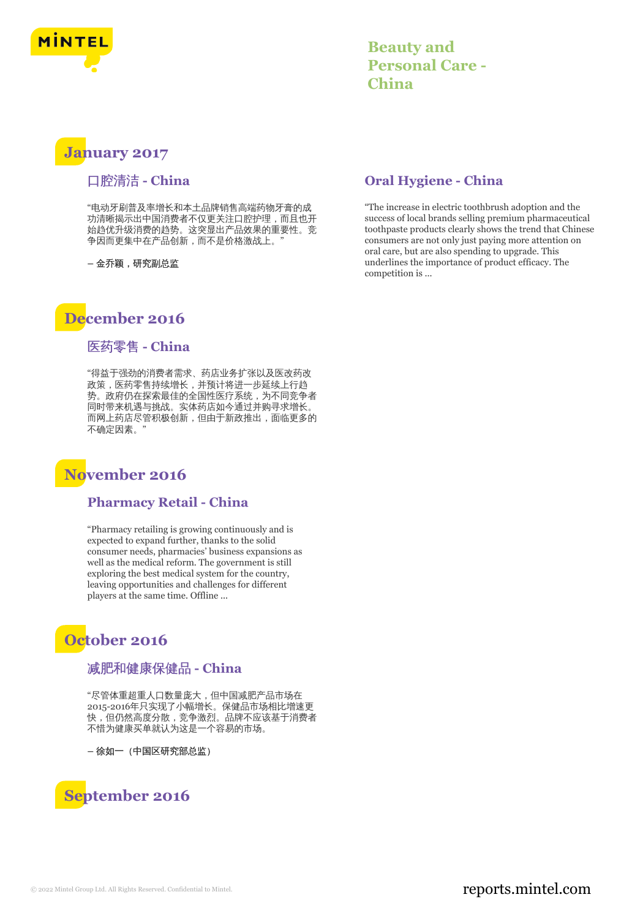# Beauty and Personal Care - China

## January 2017

### 口腔清洁 - China

"电动牙刷普及率增长和本土品牌销售高端药物牙膏的成功清晰揭示出中国消费者不仅更关注口腔护理，而且也开始趋优升级消费的趋势。这突显出产品效果的重要性。竞争因而更集中在产品创新，而不是价格激战上。"

**– 金乔颖，研究副总监**

### Oral Hygiene - China

"The increase in electric toothbrush adoption and the success of local brands selling premium pharmaceutical toothpaste products clearly shows the trend that Chinese consumers are not only just paying more attention on oral care, but are also spending to upgrade. This underlines the importance of product efficacy. The competition is ...

## December 2016

### 医药零售 - China

"得益于强劲的消费者需求、药店业务扩张以及医改药改政策，医药零售持续增长，并预计将进一步延续上行趋势。政府仍在探索最佳的全国性医疗系统，为不同竞争者同时带来机遇与挑战。实体药店如今通过并购寻求增长。而网上药店尽管积极创新，但由于新政推出，面临更多的不确定因素。"

## November 2016

### Pharmacy Retail - China

"Pharmacy retailing is growing continuously and is expected to expand further, thanks to the solid consumer needs, pharmacies' business expansions as well as the medical reform. The government is still exploring the best medical system for the country, leaving opportunities and challenges for different players at the same time. Offline ...

## October 2016

### 减肥和健康保健品 - China

"尽管体重超重人口数量庞大，但中国减肥产品市场在2015-2016年只实现了小幅增长。保健品市场相比增速更快，但仍然高度分散，竞争激烈。品牌不应该基于消费者不惜为健康买单就认为这是一个容易的市场。

**– 徐如一（中国区研究部总监）**

## September 2016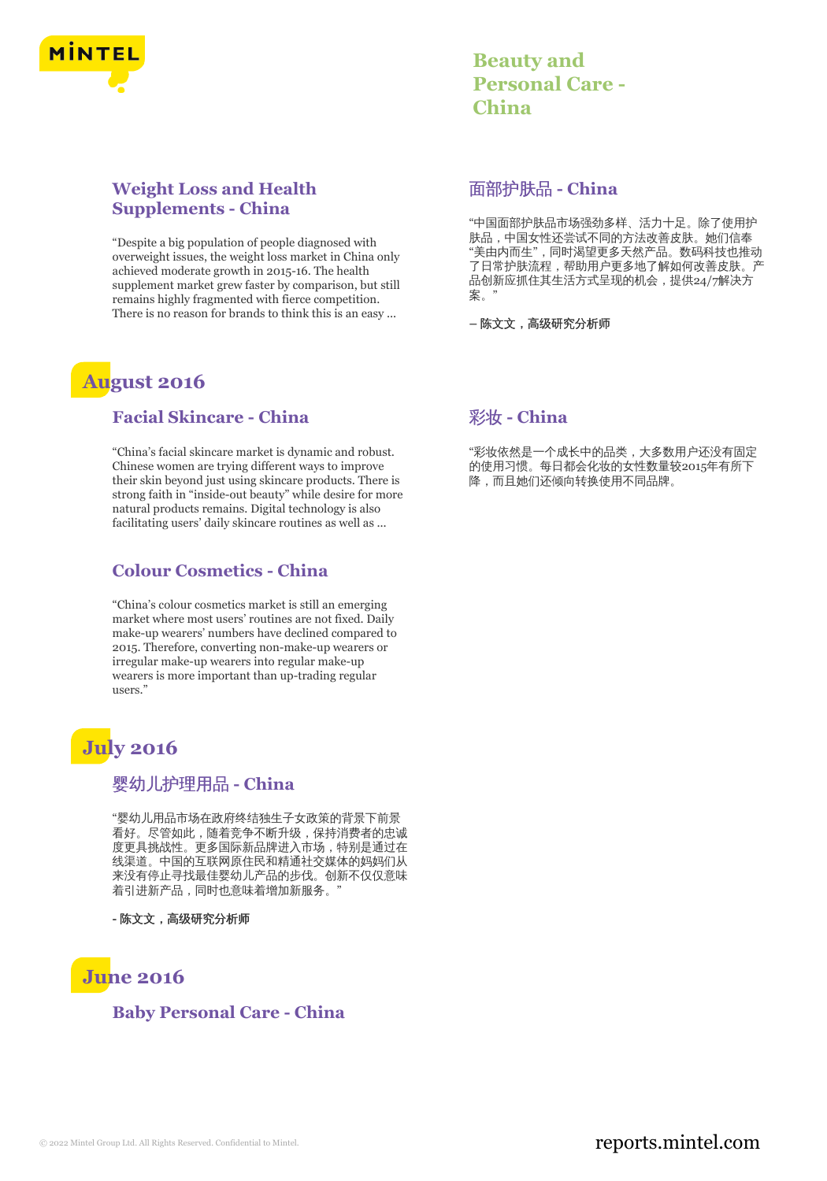### Weight Loss and Health Supplements - China

"Despite a big population of people diagnosed with overweight issues, the weight loss market in China only achieved moderate growth in 2015-16. The health supplement market grew faster by comparison, but still remains highly fragmented with fierce competition. There is no reason for brands to think this is an easy ...

### 面部护肤品 - China

"中国面部护肤品市场强劲多样、活力十足。除了使用护肤品，中国女性还尝试不同的方法改善皮肤。她们信奉"美由内而生"，同时渴望更多天然产品。数码科技也推动了日常护肤流程，帮助用户更多地了解如何改善皮肤。产品创新应抓住其生活方式呈现的机会，提供24/7解决方案。"

**– 陈文文，高级研究分析师**

## August 2016

### Facial Skincare - China

"China's facial skincare market is dynamic and robust. Chinese women are trying different ways to improve their skin beyond just using skincare products. There is strong faith in "inside-out beauty" while desire for more natural products remains. Digital technology is also facilitating users' daily skincare routines as well as ...

### 彩妆 - China

"彩妆依然是一个成长中的品类，大多数用户还没有固定的使用习惯。每日都会化妆的女性数量较2015年有所下降，而且她们还倾向转换使用不同品牌。

### Colour Cosmetics - China

"China's colour cosmetics market is still an emerging market where most users' routines are not fixed. Daily make-up wearers' numbers have declined compared to 2015. Therefore, converting non-make-up wearers or irregular make-up wearers into regular make-up wearers is more important than up-trading regular users."

## July 2016

### 婴幼儿护理用品 - China

"婴幼儿用品市场在政府终结独生子女政策的背景下前景看好。尽管如此，随着竞争不断升级，保持消费者的忠诚度更具挑战性。更多国际新品牌进入市场，特别是通过在线渠道。中国的互联网原住民和精通社交媒体的妈妈们从来没有停止寻找最佳婴幼儿产品的步伐。创新不仅仅意味着引进新产品，同时也意味着增加新服务。"

**- 陈文文，高级研究分析师**

## June 2016

### Baby Personal Care - China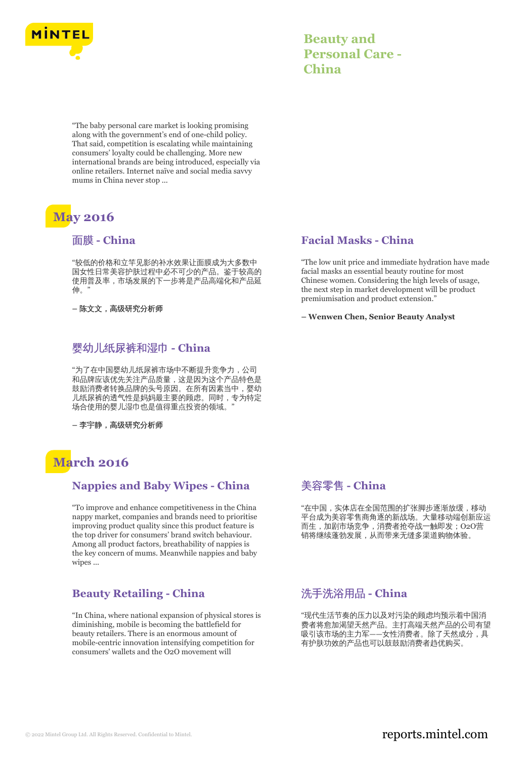# Beauty and Personal Care - China

"The baby personal care market is looking promising along with the government's end of one-child policy. That said, competition is escalating while maintaining consumers' loyalty could be challenging. More new international brands are being introduced, especially via online retailers. Internet naïve and social media savvy mums in China never stop ...

## May 2016

### 面膜 - China

"较低的价格和立竿见影的补水效果让面膜成为大多数中国女性日常美容护肤过程中必不可少的产品。鉴于较高的使用普及率，市场发展的下一步将是产品高端化和产品延伸。"

**– 陈文文，高级研究分析师**

### Facial Masks - China

"The low unit price and immediate hydration have made facial masks an essential beauty routine for most Chinese women. Considering the high levels of usage, the next step in market development will be product premiumisation and product extension."

**– Wenwen Chen, Senior Beauty Analyst**

### 婴幼儿纸尿裤和湿巾 - China

"为了在中国婴幼儿纸尿裤市场中不断提升竞争力，公司和品牌应该优先关注产品质量，这是因为这个产品特色是鼓励消费者转换品牌的头号原因。在所有因素当中，婴幼儿纸尿裤的透气性是妈妈最主要的顾虑。同时，专为特定场合使用的婴儿湿巾也是值得重点投资的领域。"

**– 李宇静，高级研究分析师**

## March 2016

### Nappies and Baby Wipes - China

"To improve and enhance competitiveness in the China nappy market, companies and brands need to prioritise improving product quality since this product feature is the top driver for consumers' brand switch behaviour. Among all product factors, breathability of nappies is the key concern of mums. Meanwhile nappies and baby wipes ...

### 美容零售 - China

"在中国，实体店在全国范围的扩张脚步逐渐放缓，移动平台成为美容零售商角逐的新战场。大量移动端创新应运而生，加剧市场竞争，消费者抢夺战一触即发；O2O营销将继续蓬勃发展，从而带来无缝多渠道购物体验。

### Beauty Retailing - China

"In China, where national expansion of physical stores is diminishing, mobile is becoming the battlefield for beauty retailers. There is an enormous amount of mobile-centric innovation intensifying competition for consumers' wallets and the O2O movement will

### 洗手洗浴用品 - China

"现代生活节奏的压力以及对污染的顾虑均预示着中国消费者将愈加渴望天然产品。主打高端天然产品的公司有望吸引该市场的主力军——女性消费者。除了天然成分，具有护肤功效的产品也可以鼓鼓励消费者趋优购买。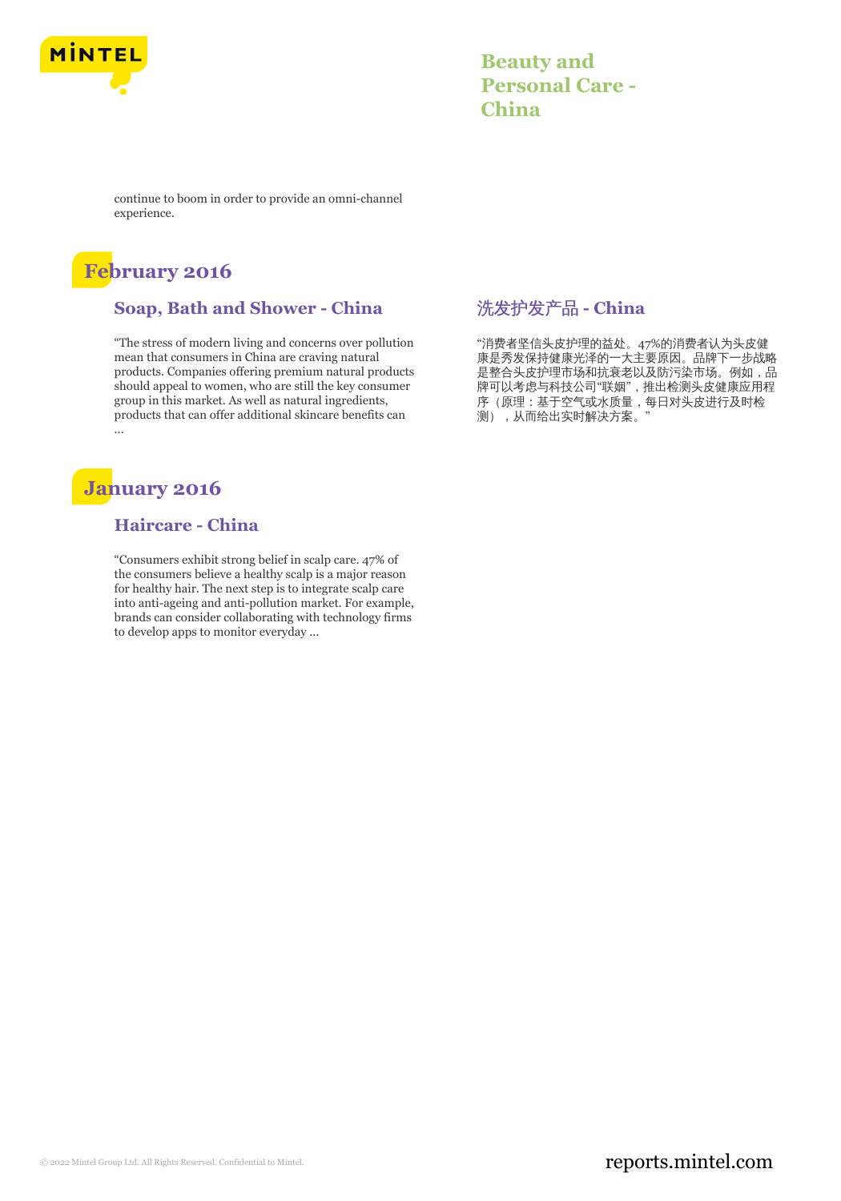continue to boom in order to provide an omni-channel experience.

## February 2016

### Soap, Bath and Shower - China

“The stress of modern living and concerns over pollution mean that consumers in China are craving natural products. Companies offering premium natural products should appeal to women, who are still the key consumer group in this market. As well as natural ingredients, products that can offer additional skincare benefits can ...

### 洗发护发产品 - China

“消费者坚信头皮护理的益处。47%的消费者认为头皮健康是秀发保持健康光泽的一大主要原因。品牌下一步战略是整合头皮护理市场和抗衰老以及防污染市场。例如，品牌可以考虑与科技公司“联姻”，推出检测头皮健康应用程序（原理：基于空气或水质量，每日对头皮进行及时检测），从而给出实时解决方案。”

## January 2016

### Haircare - China

“Consumers exhibit strong belief in scalp care. 47% of the consumers believe a healthy scalp is a major reason for healthy hair. The next step is to integrate scalp care into anti-ageing and anti-pollution market. For example, brands can consider collaborating with technology firms to develop apps to monitor everyday ...